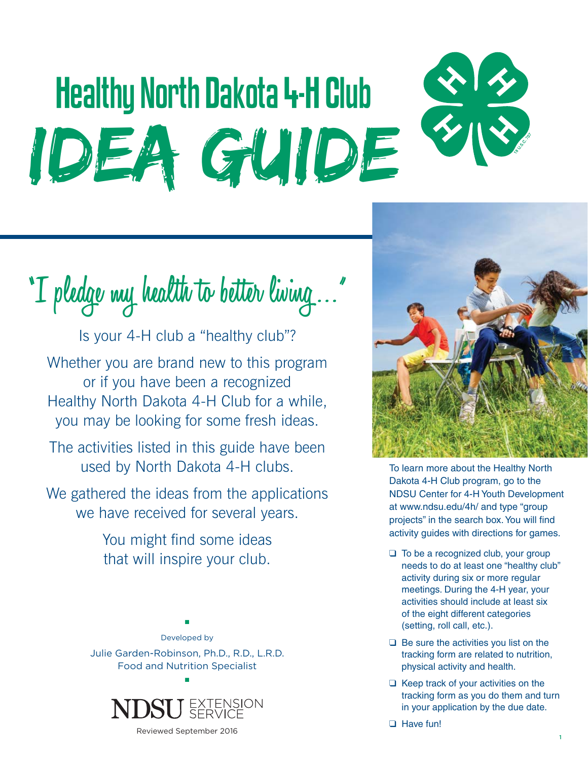# Healthy North Dakota 4-H Club IDEA GUIDE

## "I pledge my health to better living…"

Is your 4-H club a "healthy club"?

Whether you are brand new to this program or if you have been a recognized Healthy North Dakota 4-H Club for a while, you may be looking for some fresh ideas.

The activities listed in this guide have been used by North Dakota 4-H clubs.

We gathered the ideas from the applications we have received for several years.

You might find some ideas that will inspire your club.

Developed by

Julie Garden-Robinson, Ph.D., R.D., L.R.D.
Food and Nutrition Specialist

NDSU EXTENSION SERVICE

Reviewed September 2016

To learn more about the Healthy North Dakota 4-H Club program, go to the NDSU Center for 4-H Youth Development at www.ndsu.edu/4h/ and type "group projects" in the search box. You will find activity guides with directions for games.

- ❑ To be a recognized club, your group needs to do at least one "healthy club" activity during six or more regular meetings. During the 4-H year, your activities should include at least six of the eight different categories (setting, roll call, etc.).
- ❑ Be sure the activities you list on the tracking form are related to nutrition, physical activity and health.
- ❑ Keep track of your activities on the tracking form as you do them and turn in your application by the due date.
- ❑ Have fun!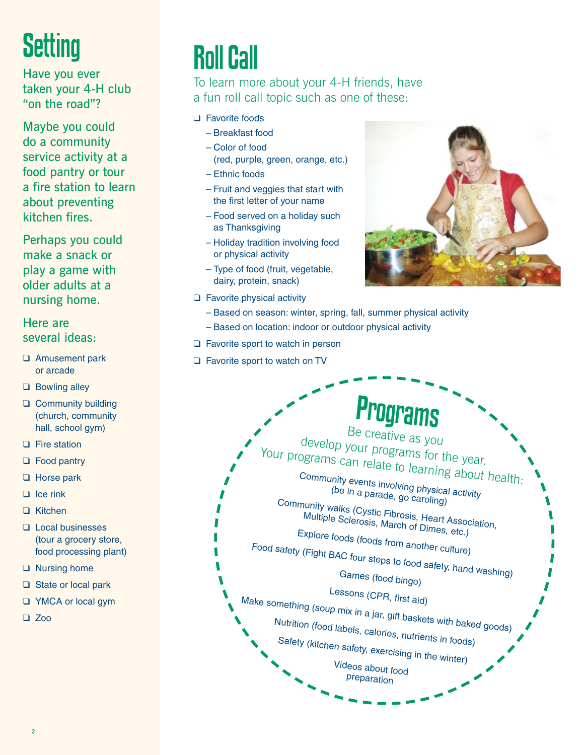# Setting

Have you ever taken your 4-H club "on the road"?

Maybe you could do a community service activity at a food pantry or tour a fire station to learn about preventing kitchen fires.

Perhaps you could make a snack or play a game with older adults at a nursing home.

Here are several ideas:

- ❑ Amusement park or arcade
- ❑ Bowling alley
- ❑ Community building (church, community hall, school gym)
- ❑ Fire station
- ❑ Food pantry
- ❑ Horse park
- ❑ Ice rink
- ❑ Kitchen
- ❑ Local businesses (tour a grocery store, food processing plant)
- ❑ Nursing home
- ❑ State or local park
- ❑ YMCA or local gym
- ❑ Zoo

# Roll Call

To learn more about your 4-H friends, have a fun roll call topic such as one of these:

- ❑ Favorite foods
  - Breakfast food
  - Color of food (red, purple, green, orange, etc.)
  - Ethnic foods
  - Fruit and veggies that start with the first letter of your name
  - Food served on a holiday such as Thanksgiving
  - Holiday tradition involving food or physical activity
  - Type of food (fruit, vegetable, dairy, protein, snack)
- ❑ Favorite physical activity
  - Based on season: winter, spring, fall, summer physical activity
  - Based on location: indoor or outdoor physical activity
- ❑ Favorite sport to watch in person
- ❑ Favorite sport to watch on TV

# Programs

Be creative as you develop your programs for the year. Your programs can relate to learning about health:

Community events involving physical activity (be in a parade, go caroling)

Community walks (Cystic Fibrosis, Heart Association, Multiple Sclerosis, March of Dimes, etc.)

Explore foods (foods from another culture)

Food safety (Fight BAC four steps to food safety, hand washing)

Games (food bingo)

Lessons (CPR, first aid)

Make something (soup mix in a jar, gift baskets with baked goods)

Nutrition (food labels, calories, nutrients in foods)

Safety (kitchen safety, exercising in the winter)

Videos about food preparation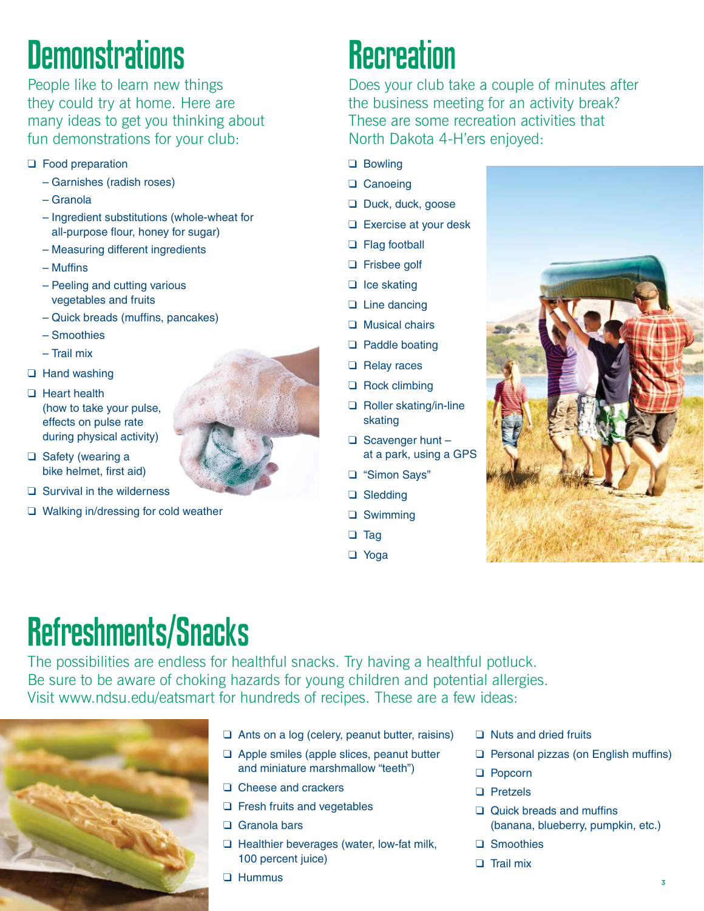# Demonstrations

People like to learn new things they could try at home. Here are many ideas to get you thinking about fun demonstrations for your club:

- ❑ Food preparation
  - Garnishes (radish roses)
  - Granola
  - Ingredient substitutions (whole-wheat for all-purpose flour, honey for sugar)
  - Measuring different ingredients
  - Muffins
  - Peeling and cutting various vegetables and fruits
  - Quick breads (muffins, pancakes)
  - Smoothies
  - Trail mix
- ❑ Hand washing
- ❑ Heart health (how to take your pulse, effects on pulse rate during physical activity)
- ❑ Safety (wearing a bike helmet, first aid)
- ❑ Survival in the wilderness
- ❑ Walking in/dressing for cold weather

# Recreation

Does your club take a couple of minutes after the business meeting for an activity break? These are some recreation activities that North Dakota 4-H'ers enjoyed:

- ❑ Bowling
- ❑ Canoeing
- ❑ Duck, duck, goose
- ❑ Exercise at your desk
- ❑ Flag football
- ❑ Frisbee golf
- ❑ Ice skating
- ❑ Line dancing
- ❑ Musical chairs
- ❑ Paddle boating
- ❑ Relay races
- ❑ Rock climbing
- ❑ Roller skating/in-line skating
- ❑ Scavenger hunt – at a park, using a GPS
- ❑ "Simon Says"
- ❑ Sledding
- ❑ Swimming
- ❑ Tag
- ❑ Yoga

# Refreshments/Snacks

The possibilities are endless for healthful snacks. Try having a healthful potluck. Be sure to be aware of choking hazards for young children and potential allergies. Visit www.ndsu.edu/eatsmart for hundreds of recipes. These are a few ideas:

- ❑ Ants on a log (celery, peanut butter, raisins)
- ❑ Apple smiles (apple slices, peanut butter and miniature marshmallow "teeth")
- ❑ Cheese and crackers
- ❑ Fresh fruits and vegetables
- ❑ Granola bars
- ❑ Healthier beverages (water, low-fat milk, 100 percent juice)
- ❑ Hummus
- ❑ Nuts and dried fruits
- ❑ Personal pizzas (on English muffins)
- ❑ Popcorn
- ❑ Pretzels
- ❑ Quick breads and muffins (banana, blueberry, pumpkin, etc.)
- ❑ Smoothies
- ❑ Trail mix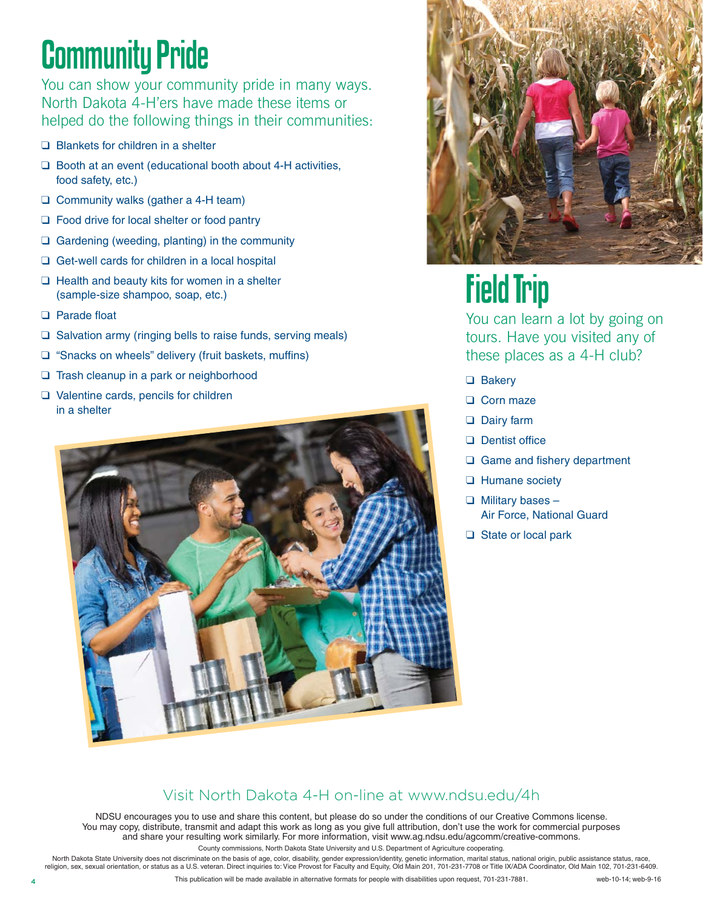# Community Pride

You can show your community pride in many ways. North Dakota 4-H'ers have made these items or helped do the following things in their communities:

- ❑ Blankets for children in a shelter
- ❑ Booth at an event (educational booth about 4-H activities, food safety, etc.)
- ❑ Community walks (gather a 4-H team)
- ❑ Food drive for local shelter or food pantry
- ❑ Gardening (weeding, planting) in the community
- ❑ Get-well cards for children in a local hospital
- ❑ Health and beauty kits for women in a shelter (sample-size shampoo, soap, etc.)
- ❑ Parade float
- ❑ Salvation army (ringing bells to raise funds, serving meals)
- ❑ "Snacks on wheels" delivery (fruit baskets, muffins)
- ❑ Trash cleanup in a park or neighborhood
- ❑ Valentine cards, pencils for children in a shelter

# Field Trip

You can learn a lot by going on tours. Have you visited any of these places as a 4-H club?

- ❑ Bakery
- ❑ Corn maze
- ❑ Dairy farm
- ❑ Dentist office
- ❑ Game and fishery department
- ❑ Humane society
- ❑ Military bases – Air Force, National Guard
- ❑ State or local park

Visit North Dakota 4-H on-line at www.ndsu.edu/4h

NDSU encourages you to use and share this content, but please do so under the conditions of our Creative Commons license. You may copy, distribute, transmit and adapt this work as long as you give full attribution, don't use the work for commercial purposes and share your resulting work similarly. For more information, visit www.ag.ndsu.edu/agcomm/creative-commons.

County commissions, North Dakota State University and U.S. Department of Agriculture cooperating.

North Dakota State University does not discriminate on the basis of age, color, disability, gender expression/identity, genetic information, marital status, national origin, public assistance status, race, religion, sex, sexual orientation, or status as a U.S. veteran. Direct inquiries to: Vice Provost for Faculty and Equity, Old Main 201, 701-231-7708 or Title IX/ADA Coordinator, Old Main 102, 701-231-6409.

This publication will be made available in alternative formats for people with disabilities upon request, 701-231-7881.

web-10-14; web-9-16